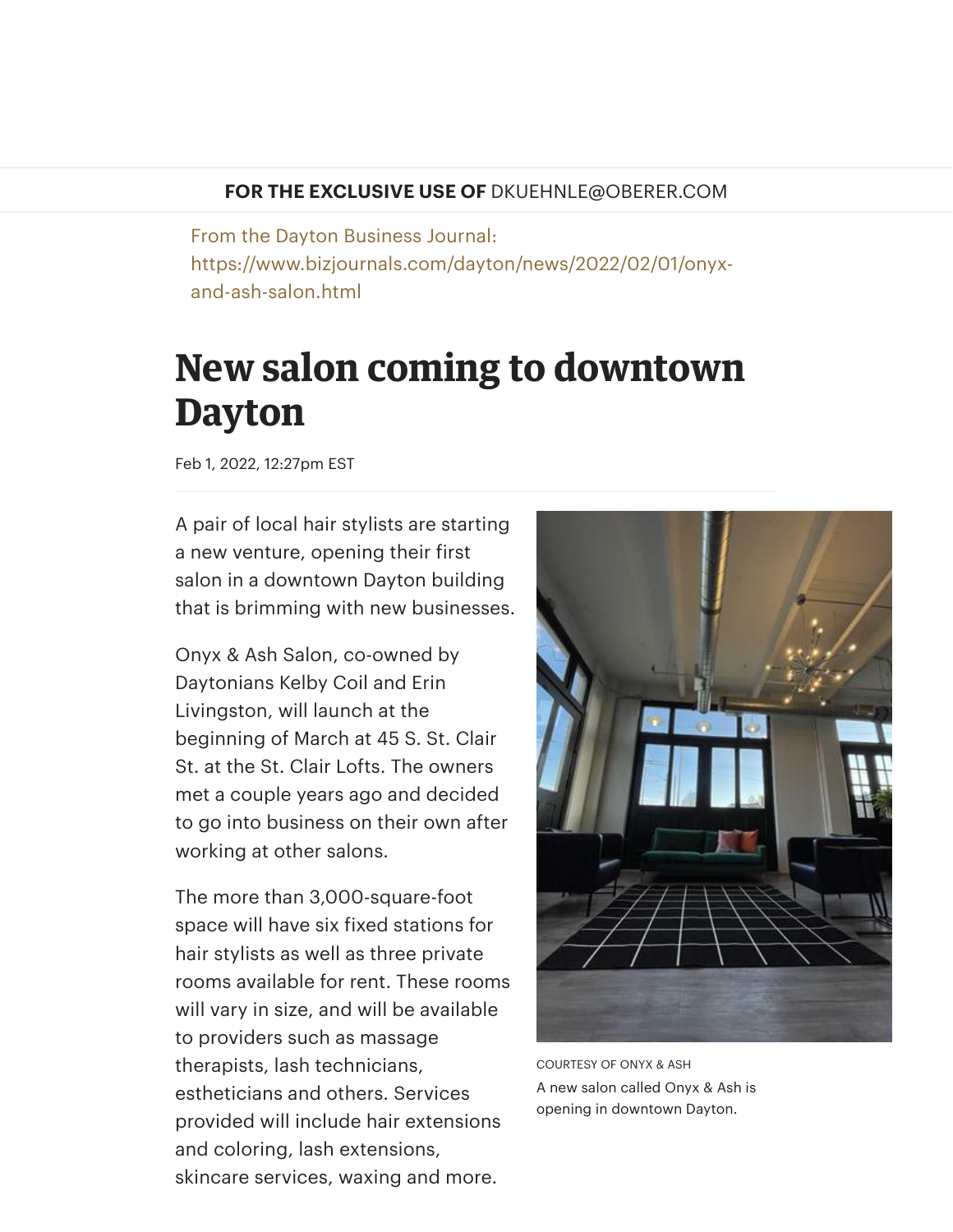**FOR THE EXCLUSIVE USE OF** DKUEHNLE@OBERER.COM

From the Dayton Business Journal:
https://www.bizjournals.com/dayton/news/2022/02/01/onyx-and-ash-salon.html

# New salon coming to downtown Dayton

Feb 1, 2022, 12:27pm EST

A pair of local hair stylists are starting a new venture, opening their first salon in a downtown Dayton building that is brimming with new businesses.

Onyx & Ash Salon, co-owned by Daytonians Kelby Coil and Erin Livingston, will launch at the beginning of March at 45 S. St. Clair St. at the St. Clair Lofts. The owners met a couple years ago and decided to go into business on their own after working at other salons.

The more than 3,000-square-foot space will have six fixed stations for hair stylists as well as three private rooms available for rent. These rooms will vary in size, and will be available to providers such as massage therapists, lash technicians, estheticians and others. Services provided will include hair extensions and coloring, lash extensions, skincare services, waxing and more.

COURTESY OF ONYX & ASH
A new salon called Onyx & Ash is opening in downtown Dayton.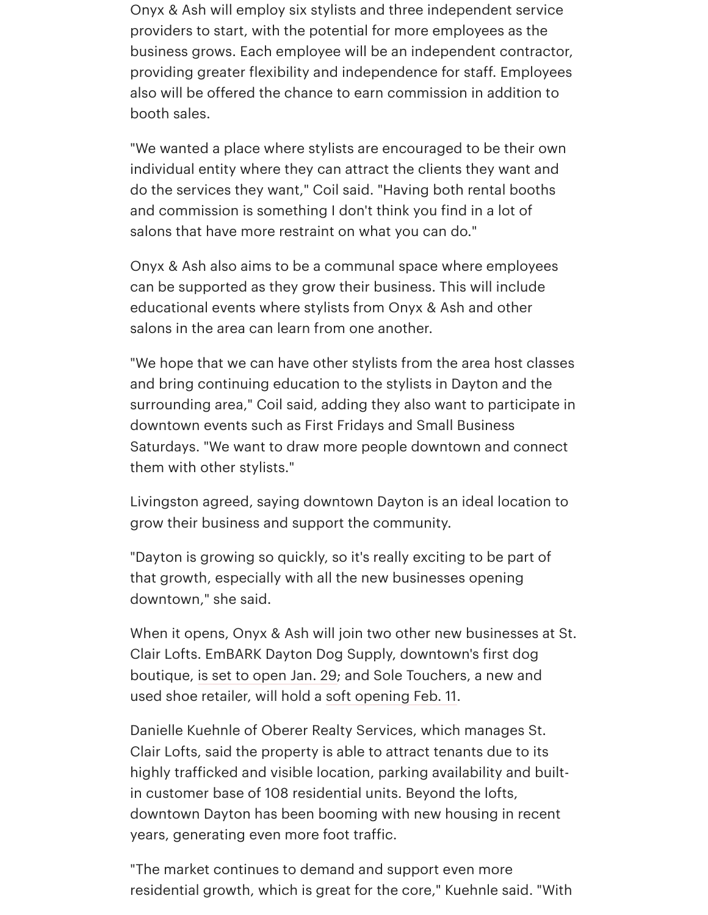Onyx & Ash will employ six stylists and three independent service providers to start, with the potential for more employees as the business grows. Each employee will be an independent contractor, providing greater flexibility and independence for staff. Employees also will be offered the chance to earn commission in addition to booth sales.

"We wanted a place where stylists are encouraged to be their own individual entity where they can attract the clients they want and do the services they want," Coil said. "Having both rental booths and commission is something I don't think you find in a lot of salons that have more restraint on what you can do."

Onyx & Ash also aims to be a communal space where employees can be supported as they grow their business. This will include educational events where stylists from Onyx & Ash and other salons in the area can learn from one another.

"We hope that we can have other stylists from the area host classes and bring continuing education to the stylists in Dayton and the surrounding area," Coil said, adding they also want to participate in downtown events such as First Fridays and Small Business Saturdays. "We want to draw more people downtown and connect them with other stylists."

Livingston agreed, saying downtown Dayton is an ideal location to grow their business and support the community.

"Dayton is growing so quickly, so it's really exciting to be part of that growth, especially with all the new businesses opening downtown," she said.

When it opens, Onyx & Ash will join two other new businesses at St. Clair Lofts. EmBARK Dayton Dog Supply, downtown's first dog boutique, is set to open Jan. 29; and Sole Touchers, a new and used shoe retailer, will hold a soft opening Feb. 11.

Danielle Kuehnle of Oberer Realty Services, which manages St. Clair Lofts, said the property is able to attract tenants due to its highly trafficked and visible location, parking availability and built-in customer base of 108 residential units. Beyond the lofts, downtown Dayton has been booming with new housing in recent years, generating even more foot traffic.

"The market continues to demand and support even more residential growth, which is great for the core," Kuehnle said. "With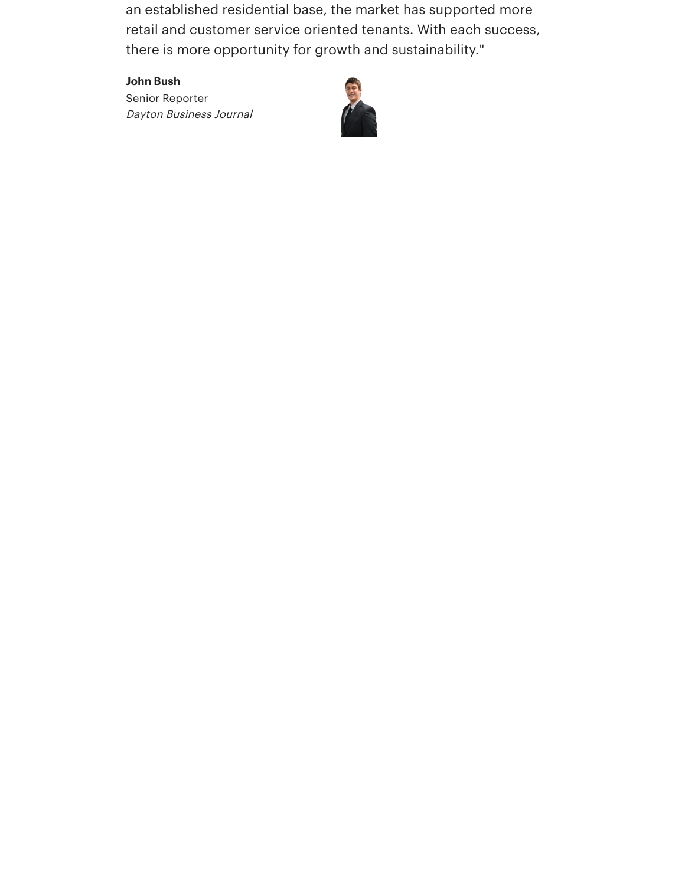an established residential base, the market has supported more retail and customer service oriented tenants. With each success, there is more opportunity for growth and sustainability."

**John Bush**
Senior Reporter
*Dayton Business Journal*